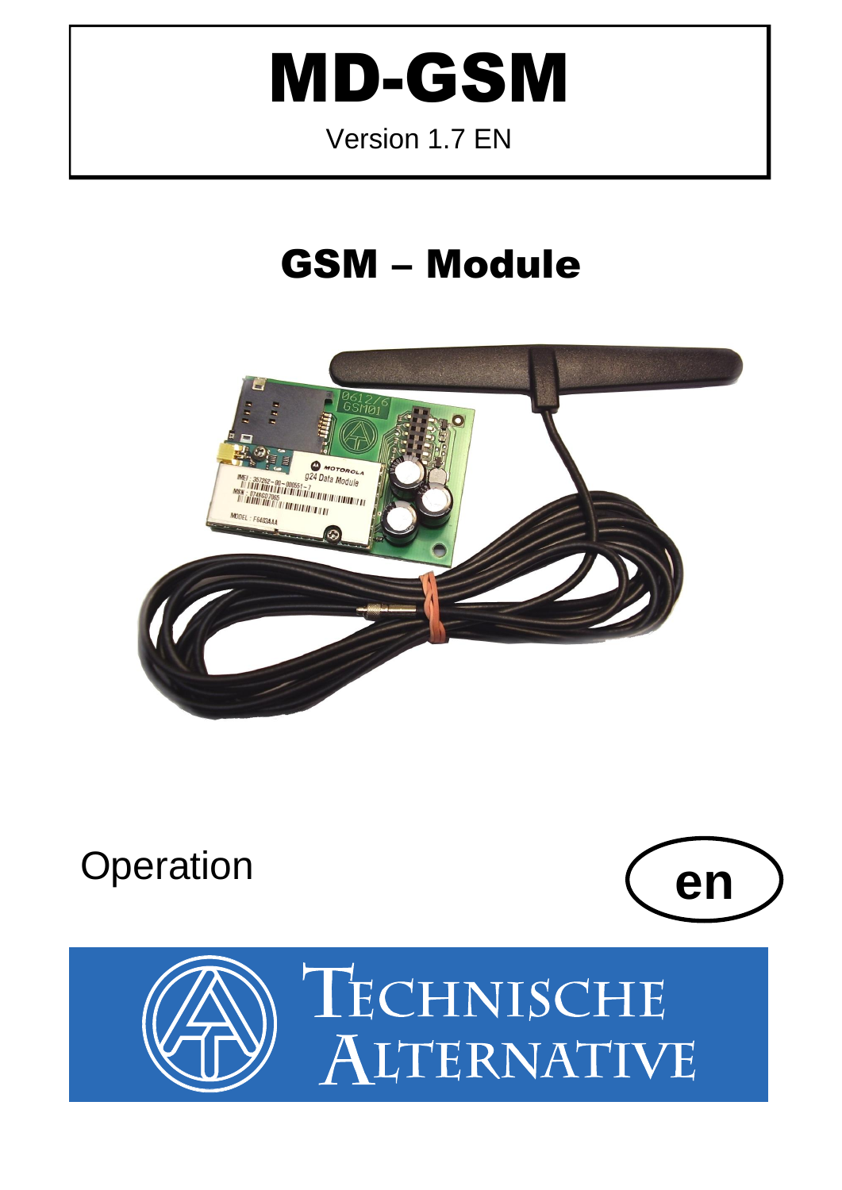# MD-GSM

Version 1.7 EN

## GSM – Module

Operation

en

TECHNISCHE ALTERNATIVE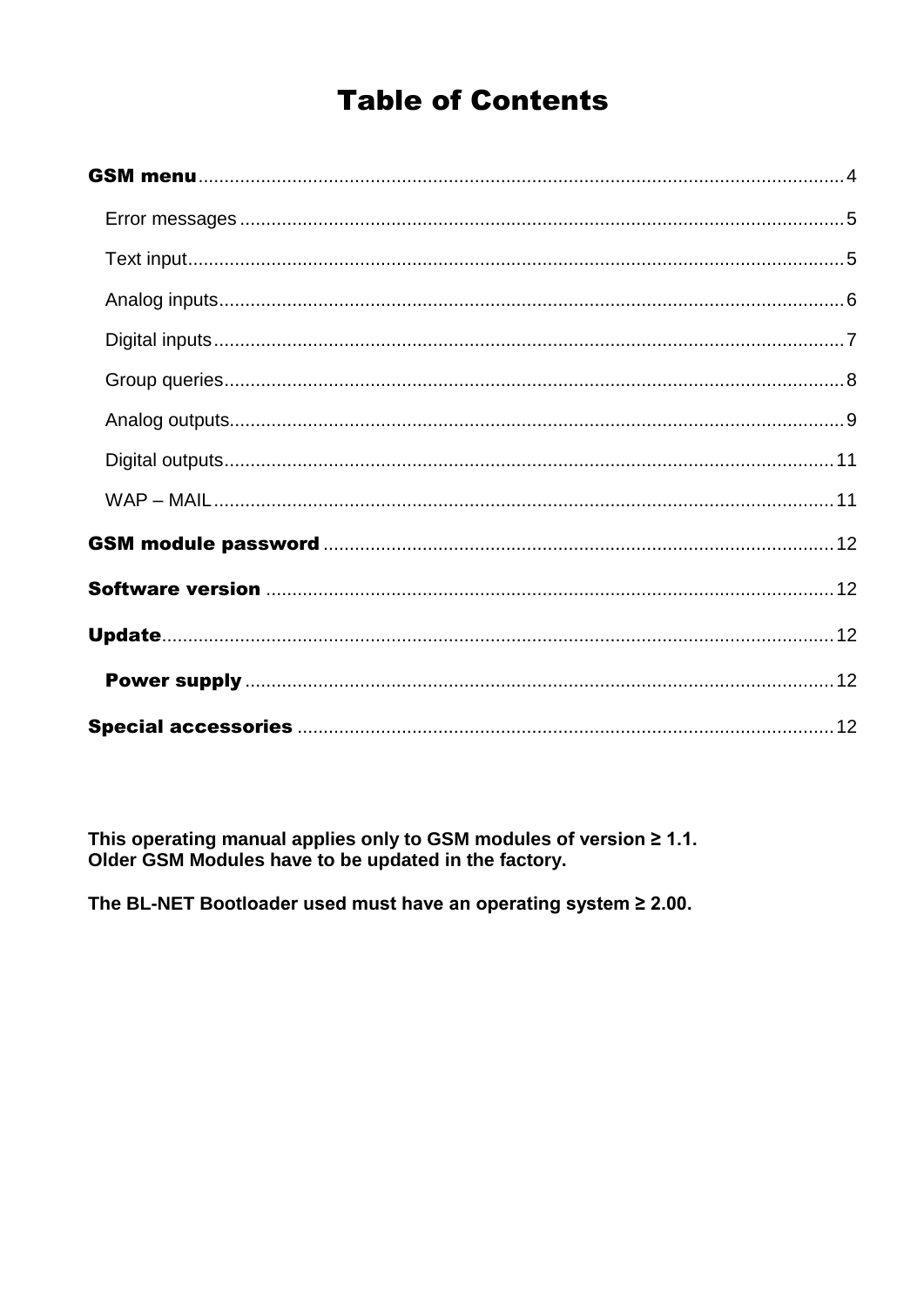# Table of Contents

**GSM menu** .......... 4

- Error messages .......... 5
- Text input .......... 5
- Analog inputs .......... 6
- Digital inputs .......... 7
- Group queries .......... 8
- Analog outputs .......... 9
- Digital outputs .......... 11
- WAP – MAIL .......... 11

**GSM module password** .......... 12

**Software version** .......... 12

**Update** .......... 12

- **Power supply** .......... 12

**Special accessories** .......... 12

**This operating manual applies only to GSM modules of version ≥ 1.1.**
**Older GSM Modules have to be updated in the factory.**

**The BL-NET Bootloader used must have an operating system ≥ 2.00.**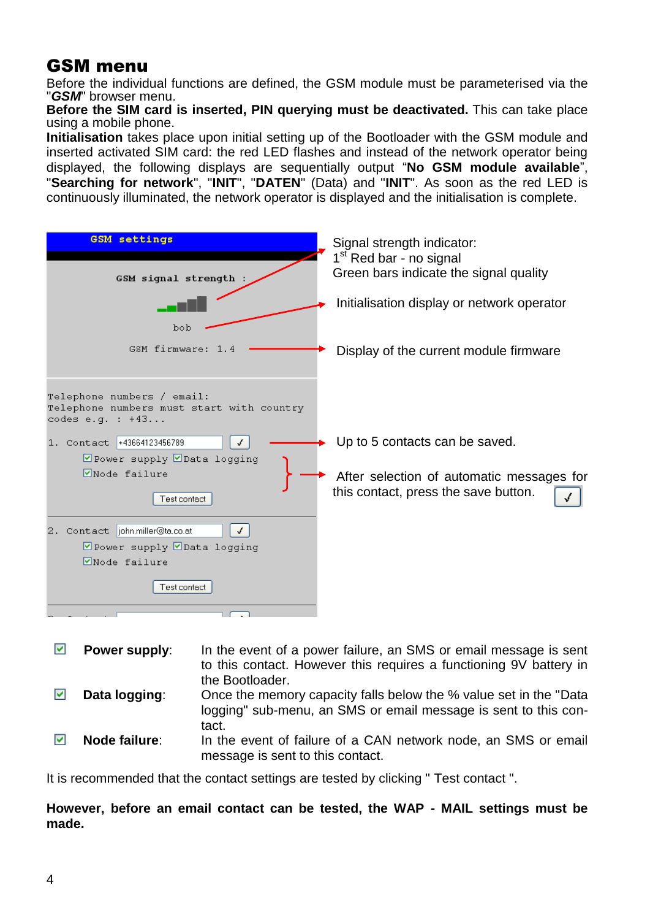# GSM menu

Before the individual functions are defined, the GSM module must be parameterised via the "***GSM***" browser menu.

**Before the SIM card is inserted, PIN querying must be deactivated.** This can take place using a mobile phone.

**Initialisation** takes place upon initial setting up of the Bootloader with the GSM module and inserted activated SIM card: the red LED flashes and instead of the network operator being displayed, the following displays are sequentially output "**No GSM module available**", "**Searching for network**", "**INIT**", "**DATEN**" (Data) and "**INIT**". As soon as the red LED is continuously illuminated, the network operator is displayed and the initialisation is complete.

GSM settings

GSM signal strength :

bob

GSM firmware: 1.4

Telephone numbers / email:
Telephone numbers must start with country codes e.g. : +43...

1. Contact +43664123456789 ✓
☑Power supply ☑Data logging
☑Node failure
Test contact

2. Contact john.miller@ta.co.at ✓
☑Power supply ☑Data logging
☑Node failure
Test contact

Signal strength indicator:
1st Red bar - no signal
Green bars indicate the signal quality

Initialisation display or network operator

Display of the current module firmware

Up to 5 contacts can be saved.

After selection of automatic messages for this contact, press the save button. ✓

| | | |
|---|---|---|
| ☑ | **Power supply**: | In the event of a power failure, an SMS or email message is sent to this contact. However this requires a functioning 9V battery in the Bootloader. |
| ☑ | **Data logging**: | Once the memory capacity falls below the % value set in the "Data logging" sub-menu, an SMS or email message is sent to this contact. |
| ☑ | **Node failure**: | In the event of failure of a CAN network node, an SMS or email message is sent to this contact. |

It is recommended that the contact settings are tested by clicking " Test contact ".

**However, before an email contact can be tested, the WAP - MAIL settings must be made.**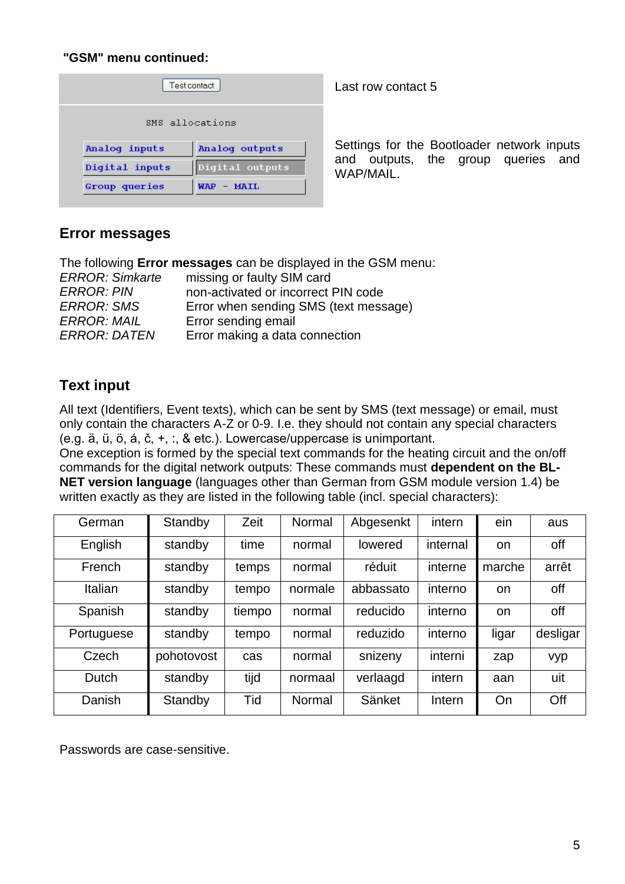**"GSM" menu continued:**

Test contact — Last row contact 5

SMS allocations

| Analog inputs | Analog outputs |
| --- | --- |
| Digital inputs | Digital outputs |
| Group queries | WAP - MAIL |

Settings for the Bootloader network inputs and outputs, the group queries and WAP/MAIL.

## Error messages

The following **Error messages** can be displayed in the GSM menu:

*ERROR: Simkarte* missing or faulty SIM card
*ERROR: PIN* non-activated or incorrect PIN code
*ERROR: SMS* Error when sending SMS (text message)
*ERROR: MAIL* Error sending email
*ERROR: DATEN* Error making a data connection

## Text input

All text (Identifiers, Event texts), which can be sent by SMS (text message) or email, must only contain the characters A-Z or 0-9. I.e. they should not contain any special characters (e.g. ä, ü, ö, á, č, +, :, & etc.). Lowercase/uppercase is unimportant.
One exception is formed by the special text commands for the heating circuit and the on/off commands for the digital network outputs: These commands must **dependent on the BL-NET version language** (languages other than German from GSM module version 1.4) be written exactly as they are listed in the following table (incl. special characters):

| German | Standby | Zeit | Normal | Abgesenkt | intern | ein | aus |
| --- | --- | --- | --- | --- | --- | --- | --- |
| English | standby | time | normal | lowered | internal | on | off |
| French | standby | temps | normal | réduit | interne | marche | arrêt |
| Italian | standby | tempo | normale | abbassato | interno | on | off |
| Spanish | standby | tiempo | normal | reducido | interno | on | off |
| Portuguese | standby | tempo | normal | reduzido | interno | ligar | desligar |
| Czech | pohotovost | cas | normal | snizeny | interni | zap | vyp |
| Dutch | standby | tijd | normaal | verlaagd | intern | aan | uit |
| Danish | Standby | Tid | Normal | Sänket | Intern | On | Off |

Passwords are case-sensitive.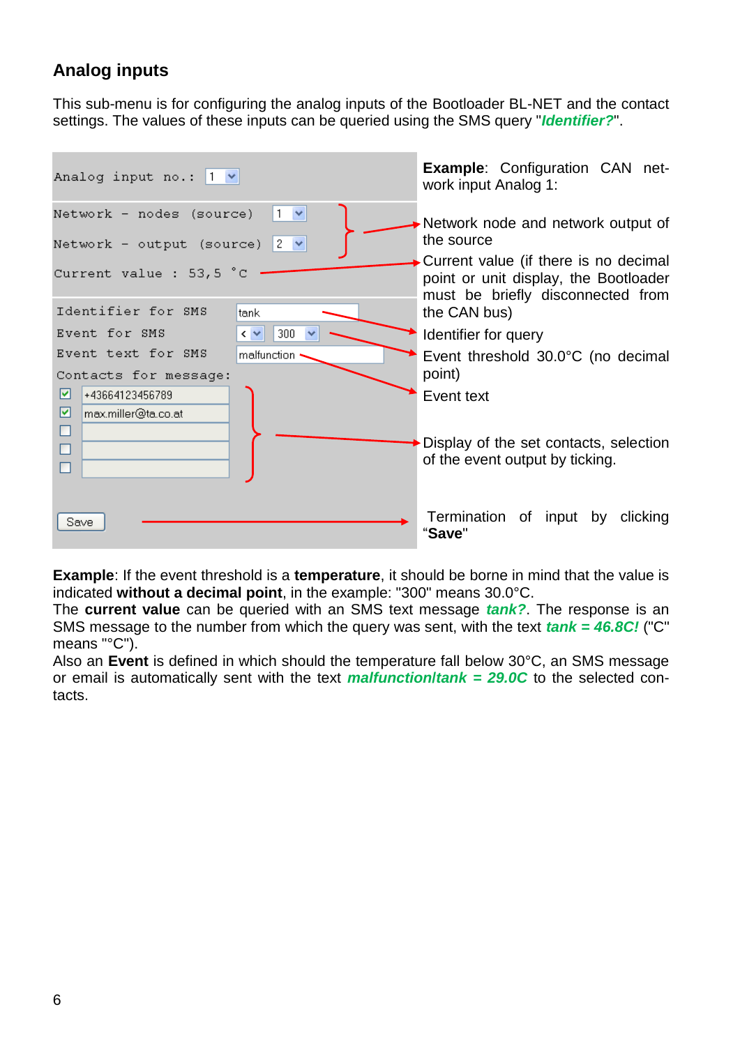## Analog inputs

This sub-menu is for configuring the analog inputs of the Bootloader BL-NET and the contact settings. The values of these inputs can be queried using the SMS query "***Identifier?***".

| Configuration screen | Explanation |
|---|---|
| Analog input no.: 1 | **Example**: Configuration CAN network input Analog 1: |
| Network - nodes (source) 1 / Network - output (source) 2 | Network node and network output of the source |
| Current value : 53,5 °C | Current value (if there is no decimal point or unit display, the Bootloader must be briefly disconnected from the CAN bus) |
| Identifier for SMS: tank | Identifier for query |
| Event for SMS: < 300 | Event threshold 30.0°C (no decimal point) |
| Event text for SMS: malfunction | Event text |
| Contacts for message: ☑ +43664123456789, ☑ max.miller@ta.co.at, ☐, ☐, ☐ | Display of the set contacts, selection of the event output by ticking. |
| Save | Termination of input by clicking "**Save**" |

**Example**: If the event threshold is a **temperature**, it should be borne in mind that the value is indicated **without a decimal point**, in the example: "300" means 30.0°C.
The **current value** can be queried with an SMS text message ***tank?***. The response is an SMS message to the number from which the query was sent, with the text ***tank = 46.8C!*** ("C" means "°C").
Also an **Event** is defined in which should the temperature fall below 30°C, an SMS message or email is automatically sent with the text ***malfunction|tank = 29.0C*** to the selected contacts.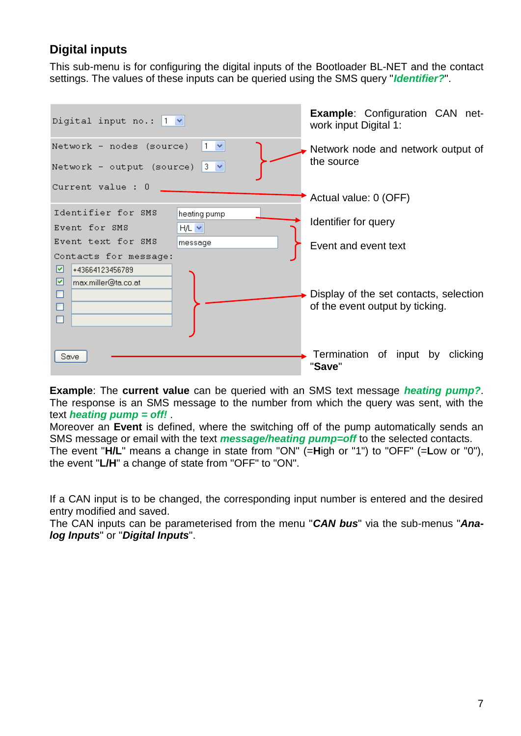## Digital inputs

This sub-menu is for configuring the digital inputs of the Bootloader BL-NET and the contact settings. The values of these inputs can be queried using the SMS query "***Identifier?***".

```
Digital input no.: 1

Network - nodes (source)  1
Network - output (source) 3
Current value : 0

Identifier for SMS    heating pump
Event for SMS         H/L
Event text for SMS    message
Contacts for message:
[x] +43664123456789
[x] max.miller@ta.co.at
[ ]
[ ]
[ ]

Save
```

**Example**: Configuration CAN network input Digital 1:

Network node and network output of the source

Actual value: 0 (OFF)

Identifier for query

Event and event text

Display of the set contacts, selection of the event output by ticking.

Termination of input by clicking "**Save**"

**Example**: The **current value** can be queried with an SMS text message ***heating pump?***. The response is an SMS message to the number from which the query was sent, with the text ***heating pump = off!*** .
Moreover an **Event** is defined, where the switching off of the pump automatically sends an SMS message or email with the text ***message/heating pump=off*** to the selected contacts.
The event "**H/L**" means a change in state from "ON" (=**H**igh or "1") to "OFF" (=**L**ow or "0"), the event "**L/H**" a change of state from "OFF" to "ON".

If a CAN input is to be changed, the corresponding input number is entered and the desired entry modified and saved.
The CAN inputs can be parameterised from the menu "***CAN bus***" via the sub-menus "***Analog Inputs***" or "***Digital Inputs***".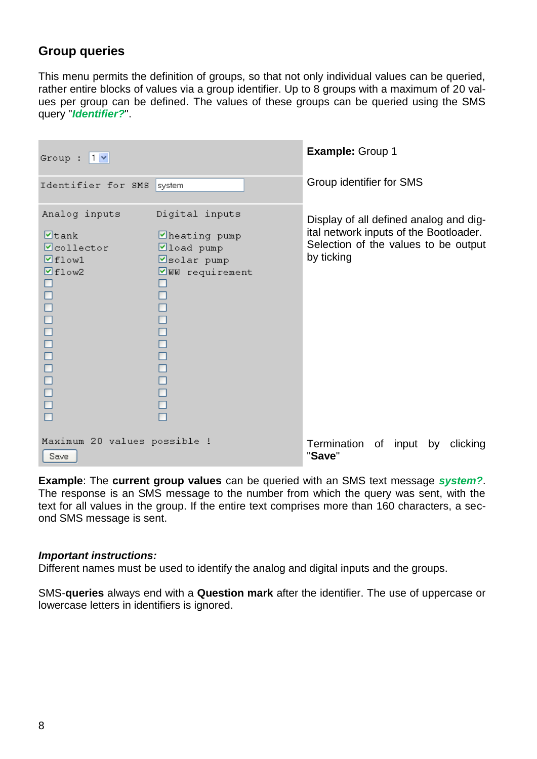## Group queries

This menu permits the definition of groups, so that not only individual values can be queried, rather entire blocks of values via a group identifier. Up to 8 groups with a maximum of 20 values per group can be defined. The values of these groups can be queried using the SMS query "***Identifier?***".

| | |
|---|---|
| Group : 1 | **Example:** Group 1 |
| Identifier for SMS: system | Group identifier for SMS |
| Analog inputs: ☑ tank, ☑ collector, ☑ flow1, ☑ flow2 <br> Digital inputs: ☑ heating pump, ☑ load pump, ☑ solar pump, ☑ WW requirement | Display of all defined analog and digital network inputs of the Bootloader. Selection of the values to be output by ticking |
| Maximum 20 values possible ! <br> Save | Termination of input by clicking "**Save**" |

**Example**: The **current group values** can be queried with an SMS text message ***system?***. The response is an SMS message to the number from which the query was sent, with the text for all values in the group. If the entire text comprises more than 160 characters, a second SMS message is sent.

***Important instructions:***
Different names must be used to identify the analog and digital inputs and the groups.

SMS-**queries** always end with a **Question mark** after the identifier. The use of uppercase or lowercase letters in identifiers is ignored.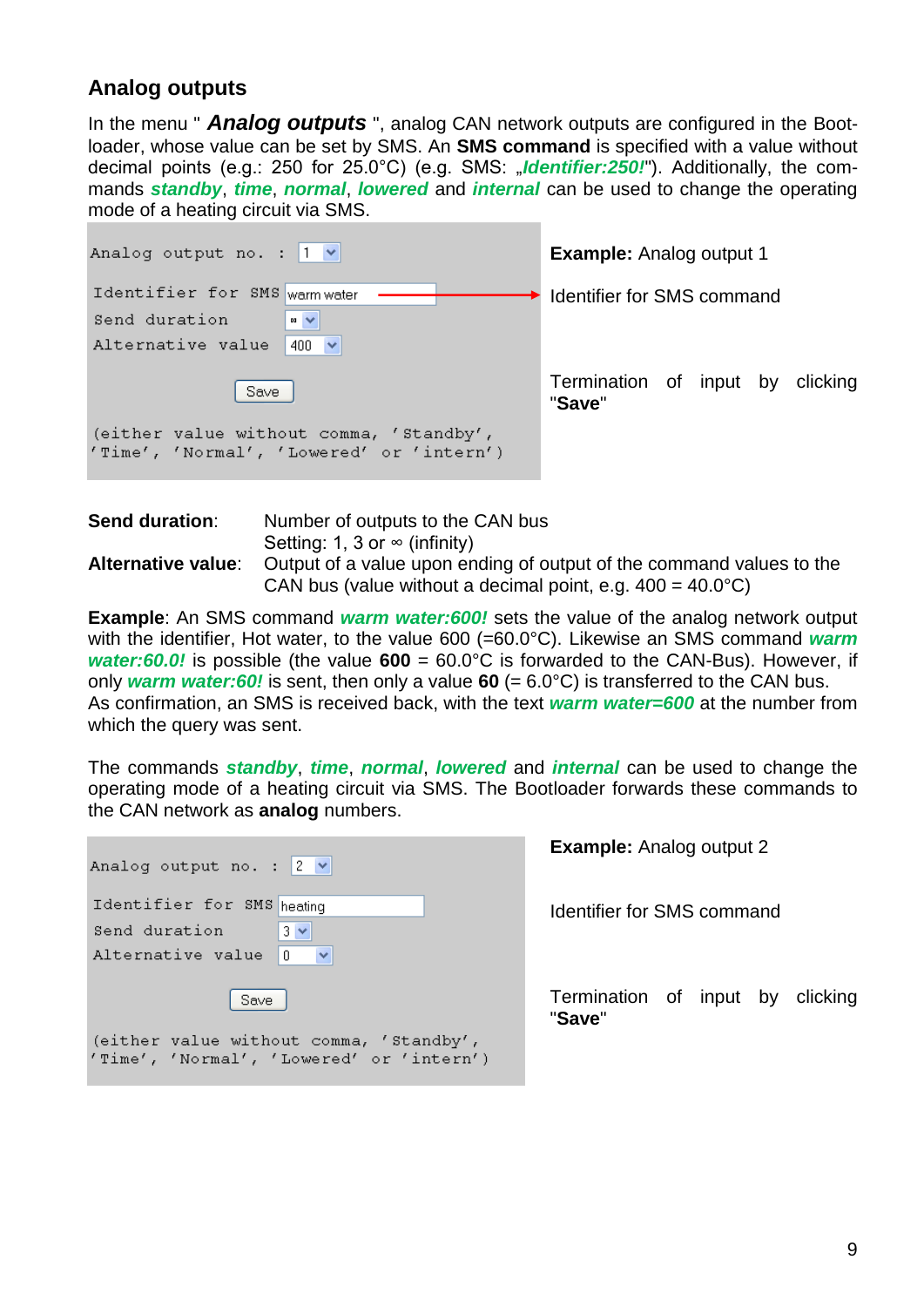## Analog outputs

In the menu " ***Analog outputs*** ", analog CAN network outputs are configured in the Bootloader, whose value can be set by SMS. An **SMS command** is specified with a value without decimal points (e.g.: 250 for 25.0°C) (e.g. SMS: „***Identifier:250!***"). Additionally, the commands ***standby***, ***time***, ***normal***, ***lowered*** and ***internal*** can be used to change the operating mode of a heating circuit via SMS.

```
Analog output no. : 1

Identifier for SMS  warm water
Send duration       ∞
Alternative value   400

        Save

(either value without comma, 'Standby',
'Time', 'Normal', 'Lowered' or 'intern')
```

**Example:** Analog output 1

Identifier for SMS command

Termination of input by clicking "**Save**"

**Send duration**: Number of outputs to the CAN bus
Setting: 1, 3 or ∞ (infinity)

**Alternative value**: Output of a value upon ending of output of the command values to the CAN bus (value without a decimal point, e.g. 400 = 40.0°C)

**Example**: An SMS command ***warm water:600!*** sets the value of the analog network output with the identifier, Hot water, to the value 600 (=60.0°C). Likewise an SMS command ***warm water:60.0!*** is possible (the value **600** = 60.0°C is forwarded to the CAN-Bus). However, if only ***warm water:60!*** is sent, then only a value **60** (= 6.0°C) is transferred to the CAN bus.
As confirmation, an SMS is received back, with the text ***warm water=600*** at the number from which the query was sent.

The commands ***standby***, ***time***, ***normal***, ***lowered*** and ***internal*** can be used to change the operating mode of a heating circuit via SMS. The Bootloader forwards these commands to the CAN network as **analog** numbers.

```
Analog output no. : 2

Identifier for SMS  heating
Send duration       3
Alternative value   0

        Save

(either value without comma, 'Standby',
'Time', 'Normal', 'Lowered' or 'intern')
```

**Example:** Analog output 2

Identifier for SMS command

Termination of input by clicking "**Save**"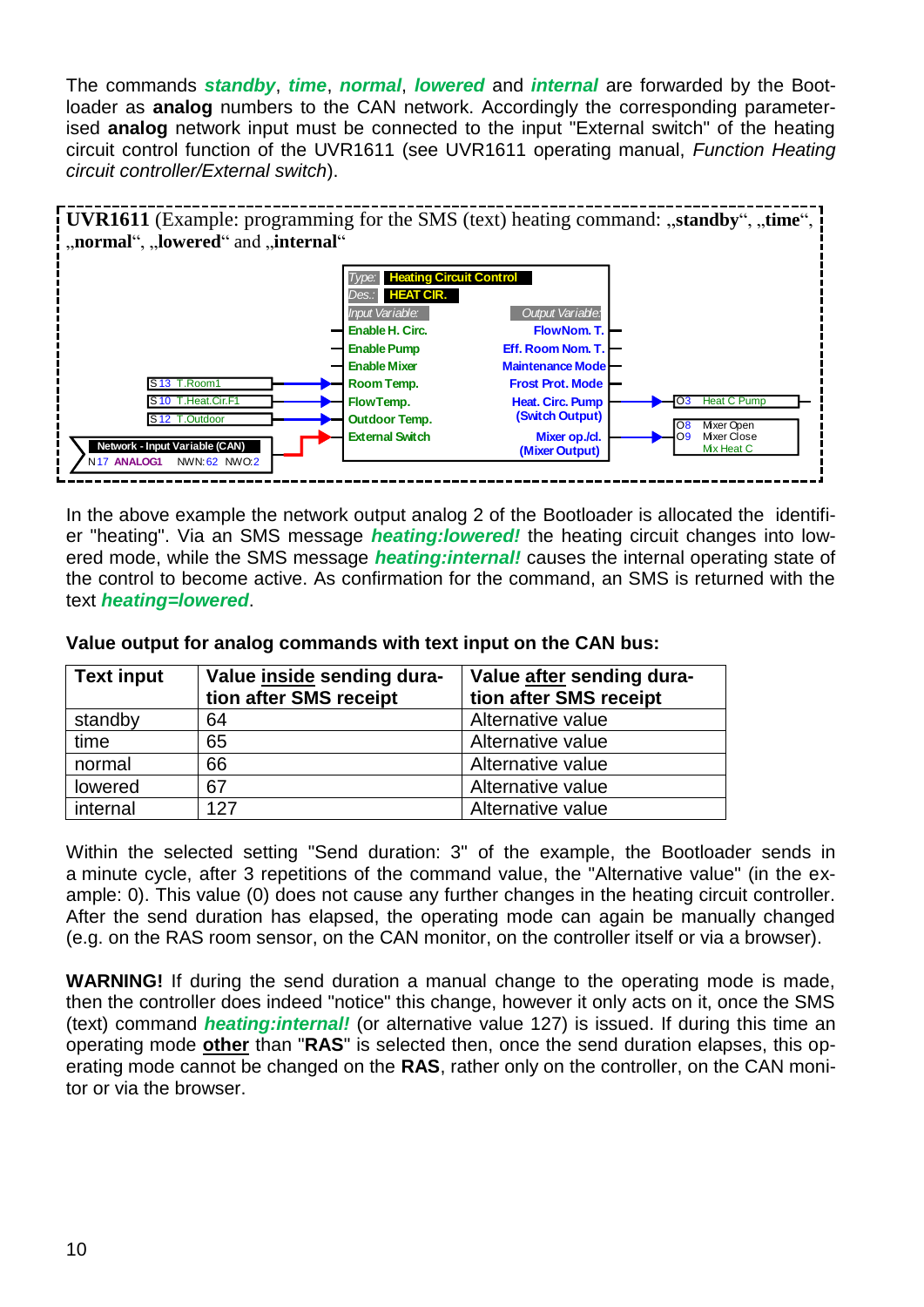The commands ***standby***, ***time***, ***normal***, ***lowered*** and ***internal*** are forwarded by the Bootloader as **analog** numbers to the CAN network. Accordingly the corresponding parameterised **analog** network input must be connected to the input "External switch" of the heating circuit control function of the UVR1611 (see UVR1611 operating manual, *Function Heating circuit controller/External switch*).

**UVR1611** (Example: programming for the SMS (text) heating command: „**standby**", „**time**", „**normal**", „**lowered**" and „**internal**"

Type: Heating Circuit Control
Des.: HEAT CIR.

| Input Variable: | Output Variable: |
|---|---|
| Enable H. Circ. | FlowNom. T. |
| Enable Pump | Eff. Room Nom. T. |
| Enable Mixer | Maintenance Mode |
| Room Temp. | Frost Prot. Mode |
| FlowTemp. | Heat. Circ. Pump (Switch Output) |
| Outdoor Temp. | |
| External Switch | Mixer op./cl. (Mixer Output) |

Inputs: S13 T.Room1 → Room Temp.; S10 T.Heat.Cir.F1 → FlowTemp.; S12 T.Outdoor → Outdoor Temp.; Network - Input Variable (CAN) N17 ANALOG1 NWN: 62 NWO: 2 → External Switch

Outputs: Heat. Circ. Pump → O3 Heat C Pump; Mixer op./cl. → O8 Mixer Open, O9 Mixer Close, Mix Heat C

In the above example the network output analog 2 of the Bootloader is allocated the identifier "heating". Via an SMS message ***heating:lowered!*** the heating circuit changes into lowered mode, while the SMS message ***heating:internal!*** causes the internal operating state of the control to become active. As confirmation for the command, an SMS is returned with the text ***heating=lowered***.

**Value output for analog commands with text input on the CAN bus:**

| **Text input** | **Value inside sending duration after SMS receipt** | **Value after sending duration after SMS receipt** |
|---|---|---|
| standby | 64 | Alternative value |
| time | 65 | Alternative value |
| normal | 66 | Alternative value |
| lowered | 67 | Alternative value |
| internal | 127 | Alternative value |

Within the selected setting "Send duration: 3" of the example, the Bootloader sends in a minute cycle, after 3 repetitions of the command value, the "Alternative value" (in the example: 0). This value (0) does not cause any further changes in the heating circuit controller. After the send duration has elapsed, the operating mode can again be manually changed (e.g. on the RAS room sensor, on the CAN monitor, on the controller itself or via a browser).

**WARNING!** If during the send duration a manual change to the operating mode is made, then the controller does indeed "notice" this change, however it only acts on it, once the SMS (text) command ***heating:internal!*** (or alternative value 127) is issued. If during this time an operating mode **other** than "**RAS**" is selected then, once the send duration elapses, this operating mode cannot be changed on the **RAS**, rather only on the controller, on the CAN monitor or via the browser.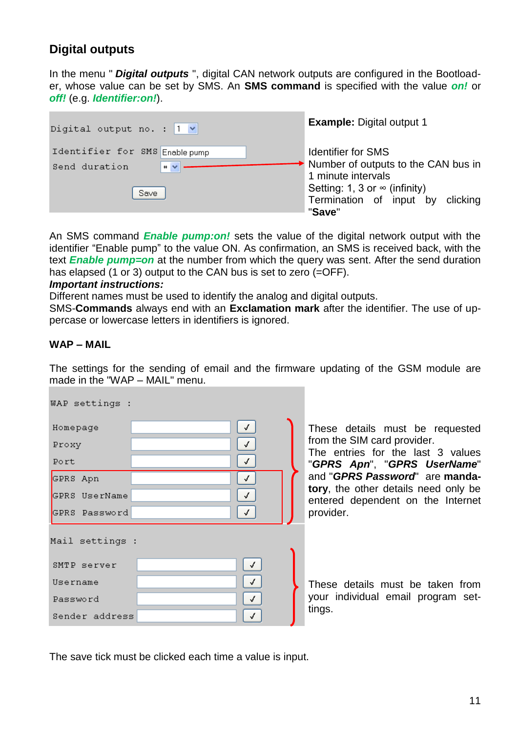## Digital outputs

In the menu " ***Digital outputs*** ", digital CAN network outputs are configured in the Bootloader, whose value can be set by SMS. An **SMS command** is specified with the value ***on!*** or ***off!*** (e.g. ***Identifier:on!***).

| | |
|---|---|
| Digital output no. : 1 | **Example:** Digital output 1 |
| Identifier for SMS: Enable pump | Identifier for SMS |
| Send duration: ∞ | Number of outputs to the CAN bus in 1 minute intervals<br>Setting: 1, 3 or ∞ (infinity) |
| Save | Termination of input by clicking "**Save**" |

An SMS command ***Enable pump:on!*** sets the value of the digital network output with the identifier "Enable pump" to the value ON. As confirmation, an SMS is received back, with the text ***Enable pump=on*** at the number from which the query was sent. After the send duration has elapsed (1 or 3) output to the CAN bus is set to zero (=OFF).

***Important instructions:***

Different names must be used to identify the analog and digital outputs.

SMS-**Commands** always end with an **Exclamation mark** after the identifier. The use of uppercase or lowercase letters in identifiers is ignored.

### WAP – MAIL

The settings for the sending of email and the firmware updating of the GSM module are made in the "WAP – MAIL" menu.

WAP settings :

| Field | |
|---|---|
| Homepage | These details must be requested from the SIM card provider. The entries for the last 3 values "***GPRS Apn***", "***GPRS UserName***" and "***GPRS Password***" are **mandatory**, the other details need only be entered dependent on the Internet provider. |
| Proxy | |
| Port | |
| GPRS Apn | |
| GPRS UserName | |
| GPRS Password | |

Mail settings :

| Field | |
|---|---|
| SMTP server | These details must be taken from your individual email program settings. |
| Username | |
| Password | |
| Sender address | |

The save tick must be clicked each time a value is input.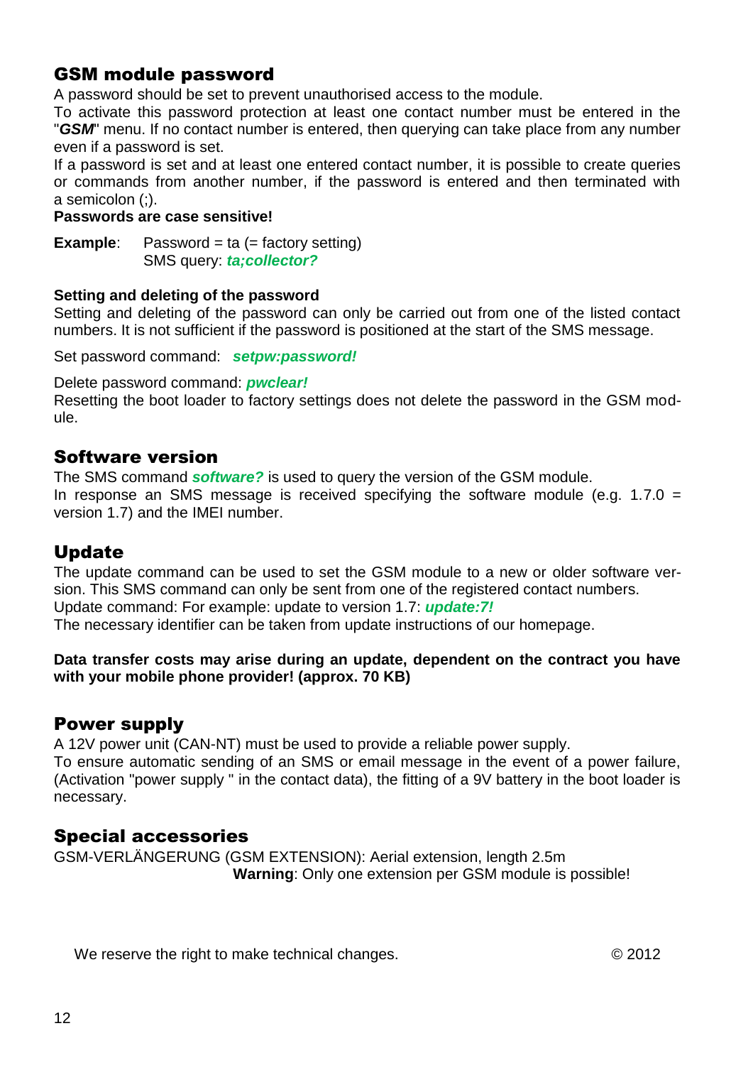## GSM module password

A password should be set to prevent unauthorised access to the module.
To activate this password protection at least one contact number must be entered in the "***GSM***" menu. If no contact number is entered, then querying can take place from any number even if a password is set.
If a password is set and at least one entered contact number, it is possible to create queries or commands from another number, if the password is entered and then terminated with a semicolon (;).

**Passwords are case sensitive!**

**Example**: Password = ta (= factory setting)
SMS query: ***ta;collector?***

**Setting and deleting of the password**

Setting and deleting of the password can only be carried out from one of the listed contact numbers. It is not sufficient if the password is positioned at the start of the SMS message.

Set password command: ***setpw:password!***

Delete password command: ***pwclear!***

Resetting the boot loader to factory settings does not delete the password in the GSM module.

## Software version

The SMS command ***software?*** is used to query the version of the GSM module.
In response an SMS message is received specifying the software module (e.g. 1.7.0 = version 1.7) and the IMEI number.

## Update

The update command can be used to set the GSM module to a new or older software version. This SMS command can only be sent from one of the registered contact numbers.
Update command: For example: update to version 1.7: ***update:7!***
The necessary identifier can be taken from update instructions of our homepage.

**Data transfer costs may arise during an update, dependent on the contract you have with your mobile phone provider! (approx. 70 KB)**

## Power supply

A 12V power unit (CAN-NT) must be used to provide a reliable power supply.
To ensure automatic sending of an SMS or email message in the event of a power failure, (Activation "power supply " in the contact data), the fitting of a 9V battery in the boot loader is necessary.

## Special accessories

GSM-VERLÄNGERUNG (GSM EXTENSION): Aerial extension, length 2.5m
**Warning**: Only one extension per GSM module is possible!

We reserve the right to make technical changes. © 2012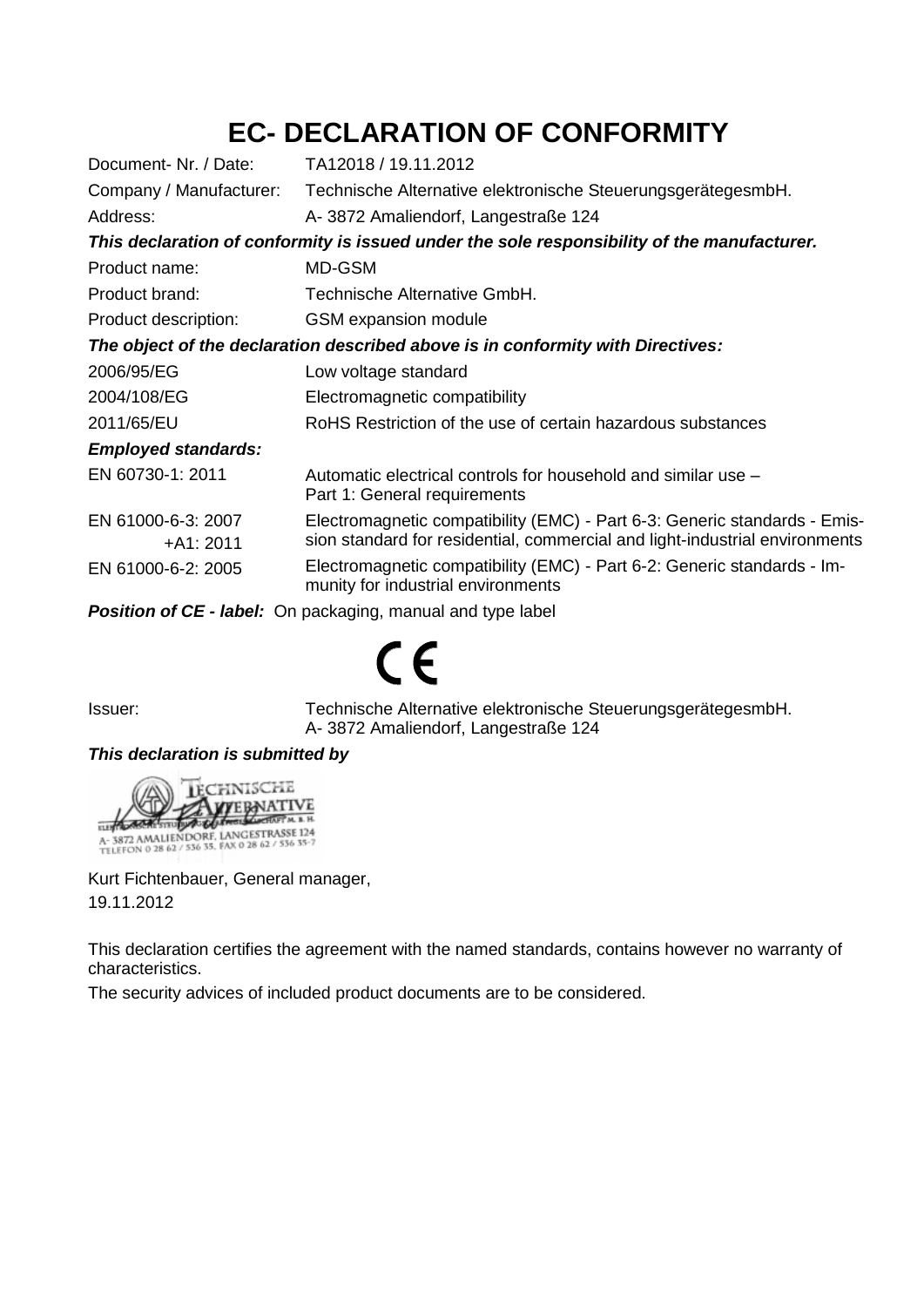# EC- DECLARATION OF CONFORMITY

| | |
|---|---|
| Document- Nr. / Date: | TA12018 / 19.11.2012 |
| Company / Manufacturer: | Technische Alternative elektronische SteuerungsgerätegesmbH. |
| Address: | A- 3872 Amaliendorf, Langestraße 124 |

***This declaration of conformity is issued under the sole responsibility of the manufacturer.***

| | |
|---|---|
| Product name: | MD-GSM |
| Product brand: | Technische Alternative GmbH. |
| Product description: | GSM expansion module |

***The object of the declaration described above is in conformity with Directives:***

| | |
|---|---|
| 2006/95/EG | Low voltage standard |
| 2004/108/EG | Electromagnetic compatibility |
| 2011/65/EU | RoHS Restriction of the use of certain hazardous substances |

***Employed standards:***

| | |
|---|---|
| EN 60730-1: 2011 | Automatic electrical controls for household and similar use – Part 1: General requirements |
| EN 61000-6-3: 2007 +A1: 2011 | Electromagnetic compatibility (EMC) - Part 6-3: Generic standards - Emission standard for residential, commercial and light-industrial environments |
| EN 61000-6-2: 2005 | Electromagnetic compatibility (EMC) - Part 6-2: Generic standards - Immunity for industrial environments |

***Position of CE - label:*** On packaging, manual and type label

CE

| | |
|---|---|
| Issuer: | Technische Alternative elektronische SteuerungsgerätegesmbH.<br>A- 3872 Amaliendorf, Langestraße 124 |

***This declaration is submitted by***

TECHNISCHE ALTERNATIVE ELEKTRONISCHE STEUERUNGSGERÄTEGESELLSCHAFT M. B. H.
A- 3872 AMALIENDORF, LANGESTRASSE 124
TELEFON 0 28 62 / 536 35, FAX 0 28 62 / 536 35-7

Kurt Fichtenbauer, General manager,
19.11.2012

This declaration certifies the agreement with the named standards, contains however no warranty of characteristics.

The security advices of included product documents are to be considered.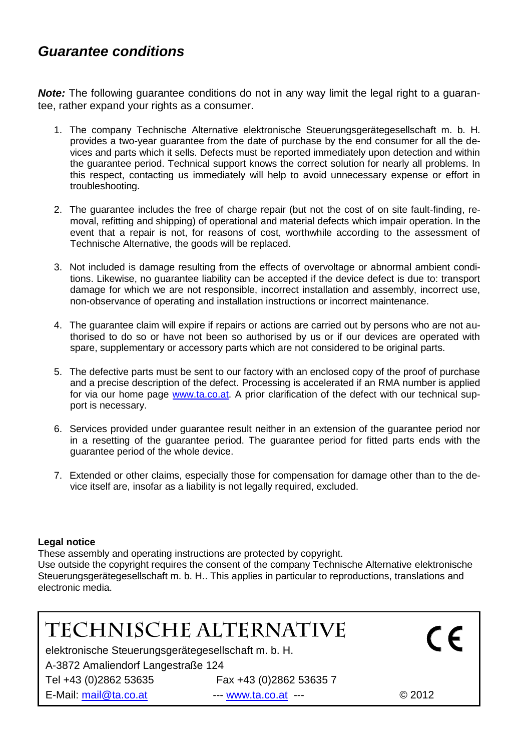## *Guarantee conditions*

***Note:*** The following guarantee conditions do not in any way limit the legal right to a guarantee, rather expand your rights as a consumer.

1. The company Technische Alternative elektronische Steuerungsgerätegesellschaft m. b. H. provides a two-year guarantee from the date of purchase by the end consumer for all the devices and parts which it sells. Defects must be reported immediately upon detection and within the guarantee period. Technical support knows the correct solution for nearly all problems. In this respect, contacting us immediately will help to avoid unnecessary expense or effort in troubleshooting.

2. The guarantee includes the free of charge repair (but not the cost of on site fault-finding, removal, refitting and shipping) of operational and material defects which impair operation. In the event that a repair is not, for reasons of cost, worthwhile according to the assessment of Technische Alternative, the goods will be replaced.

3. Not included is damage resulting from the effects of overvoltage or abnormal ambient conditions. Likewise, no guarantee liability can be accepted if the device defect is due to: transport damage for which we are not responsible, incorrect installation and assembly, incorrect use, non-observance of operating and installation instructions or incorrect maintenance.

4. The guarantee claim will expire if repairs or actions are carried out by persons who are not authorised to do so or have not been so authorised by us or if our devices are operated with spare, supplementary or accessory parts which are not considered to be original parts.

5. The defective parts must be sent to our factory with an enclosed copy of the proof of purchase and a precise description of the defect. Processing is accelerated if an RMA number is applied for via our home page www.ta.co.at. A prior clarification of the defect with our technical support is necessary.

6. Services provided under guarantee result neither in an extension of the guarantee period nor in a resetting of the guarantee period. The guarantee period for fitted parts ends with the guarantee period of the whole device.

7. Extended or other claims, especially those for compensation for damage other than to the device itself are, insofar as a liability is not legally required, excluded.

**Legal notice**

These assembly and operating instructions are protected by copyright.
Use outside the copyright requires the consent of the company Technische Alternative elektronische Steuerungsgerätegesellschaft m. b. H.. This applies in particular to reproductions, translations and electronic media.

**TECHNISCHE ALTERNATIVE**

elektronische Steuerungsgerätegesellschaft m. b. H.

A-3872 Amaliendorf Langestraße 124

Tel +43 (0)2862 53635 Fax +43 (0)2862 53635 7

E-Mail: mail@ta.co.at --- www.ta.co.at --- © 2012

CE